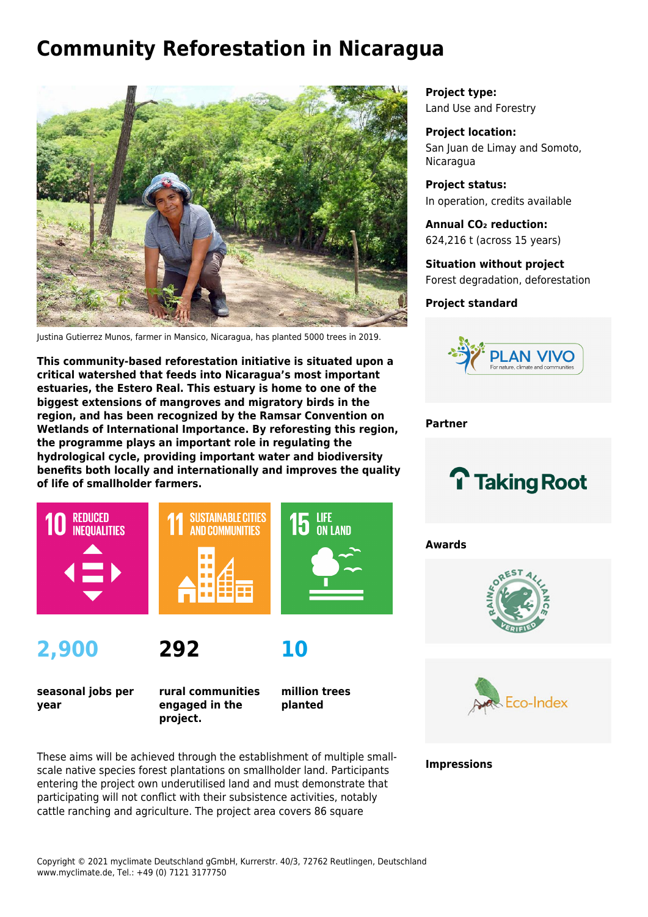# Community Reforestation in Nicaragua

Justina Gutierrez Munos, farmer in Mansico, Nicaragua, has planted 5000 trees in 2019.

**This community-based reforestation initiative is situated upon a critical watershed that feeds into Nicaragua's most important estuaries, the Estero Real. This estuary is home to one of the biggest extensions of mangroves and migratory birds in the region, and has been recognized by the Ramsar Convention on Wetlands of International Importance. By reforesting this region, the programme plays an important role in regulating the hydrological cycle, providing important water and biodiversity benefits both locally and internationally and improves the quality of life of smallholder farmers.**

10 REDUCED INEQUALITIES

11 SUSTAINABLE CITIES AND COMMUNITIES

15 LIFE ON LAND

**2,900** **seasonal jobs per year**

**292** **rural communities engaged in the project.**

**10** **million trees planted**

These aims will be achieved through the establishment of multiple small-scale native species forest plantations on smallholder land. Participants entering the project own underutilised land and must demonstrate that participating will not conflict with their subsistence activities, notably cattle ranching and agriculture. The project area covers 86 square

**Project type:**
Land Use and Forestry

**Project location:**
San Juan de Limay and Somoto, Nicaragua

**Project status:**
In operation, credits available

**Annual $CO_2$ reduction:**
624,216 t (across 15 years)

**Situation without project**
Forest degradation, deforestation

**Project standard**

PLAN VIVO – For nature, climate and communities

**Partner**

Taking Root

**Awards**

Rainforest Alliance Verified

Eco-Index

**Impressions**

Copyright © 2021 myclimate Deutschland gGmbH, Kurrerstr. 40/3, 72762 Reutlingen, Deutschland
www.myclimate.de, Tel.: +49 (0) 7121 3177750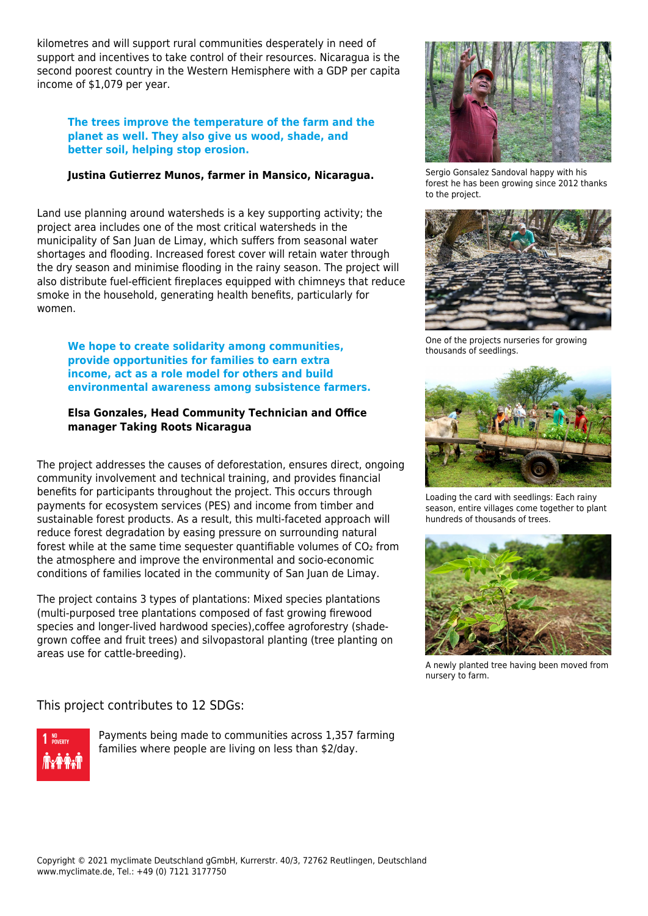kilometres and will support rural communities desperately in need of support and incentives to take control of their resources. Nicaragua is the second poorest country in the Western Hemisphere with a GDP per capita income of $1,079 per year.

> **The trees improve the temperature of the farm and the planet as well. They also give us wood, shade, and better soil, helping stop erosion.**
>
> **Justina Gutierrez Munos, farmer in Mansico, Nicaragua.**

Land use planning around watersheds is a key supporting activity; the project area includes one of the most critical watersheds in the municipality of San Juan de Limay, which suffers from seasonal water shortages and flooding. Increased forest cover will retain water through the dry season and minimise flooding in the rainy season. The project will also distribute fuel-efficient fireplaces equipped with chimneys that reduce smoke in the household, generating health benefits, particularly for women.

> **We hope to create solidarity among communities, provide opportunities for families to earn extra income, act as a role model for others and build environmental awareness among subsistence farmers.**
>
> **Elsa Gonzales, Head Community Technician and Office manager Taking Roots Nicaragua**

The project addresses the causes of deforestation, ensures direct, ongoing community involvement and technical training, and provides financial benefits for participants throughout the project. This occurs through payments for ecosystem services (PES) and income from timber and sustainable forest products. As a result, this multi-faceted approach will reduce forest degradation by easing pressure on surrounding natural forest while at the same time sequester quantifiable volumes of $CO_2$ from the atmosphere and improve the environmental and socio-economic conditions of families located in the community of San Juan de Limay.

The project contains 3 types of plantations: Mixed species plantations (multi-purposed tree plantations composed of fast growing firewood species and longer-lived hardwood species),coffee agroforestry (shade-grown coffee and fruit trees) and silvopastoral planting (tree planting on areas use for cattle-breeding).

Sergio Gonsalez Sandoval happy with his forest he has been growing since 2012 thanks to the project.

One of the projects nurseries for growing thousands of seedlings.

Loading the card with seedlings: Each rainy season, entire villages come together to plant hundreds of thousands of trees.

A newly planted tree having been moved from nursery to farm.

## This project contributes to 12 SDGs:

1 NO POVERTY

Payments being made to communities across 1,357 farming families where people are living on less than $2/day.

Copyright © 2021 myclimate Deutschland gGmbH, Kurrerstr. 40/3, 72762 Reutlingen, Deutschland
www.myclimate.de, Tel.: +49 (0) 7121 3177750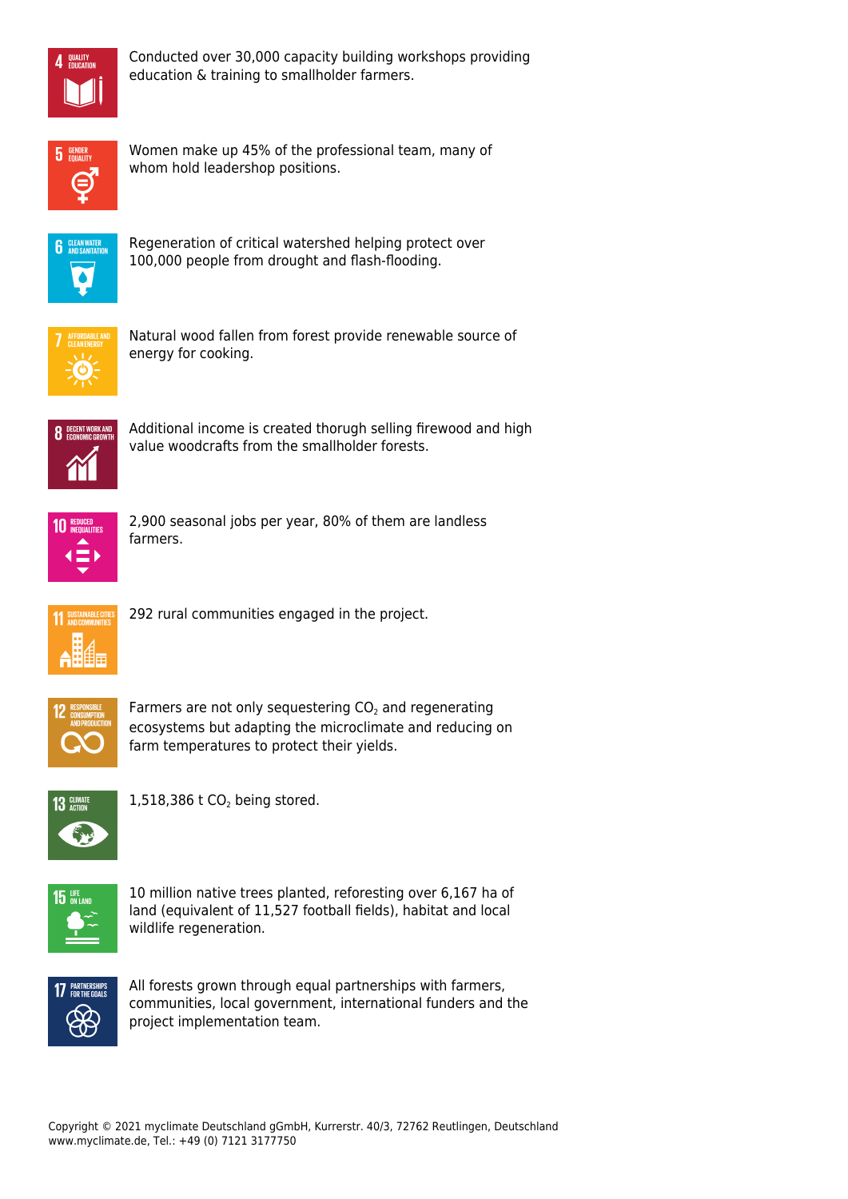Conducted over 30,000 capacity building workshops providing education & training to smallholder farmers.

Women make up 45% of the professional team, many of whom hold leadershop positions.

Regeneration of critical watershed helping protect over 100,000 people from drought and flash-flooding.

Natural wood fallen from forest provide renewable source of energy for cooking.

Additional income is created thorugh selling firewood and high value woodcrafts from the smallholder forests.

2,900 seasonal jobs per year, 80% of them are landless farmers.

292 rural communities engaged in the project.

Farmers are not only sequestering $CO_2$ and regenerating ecosystems but adapting the microclimate and reducing on farm temperatures to protect their yields.

1,518,386 t $CO_2$ being stored.

10 million native trees planted, reforesting over 6,167 ha of land (equivalent of 11,527 football fields), habitat and local wildlife regeneration.

All forests grown through equal partnerships with farmers, communities, local government, international funders and the project implementation team.

Copyright © 2021 myclimate Deutschland gGmbH, Kurrerstr. 40/3, 72762 Reutlingen, Deutschland
www.myclimate.de, Tel.: +49 (0) 7121 3177750